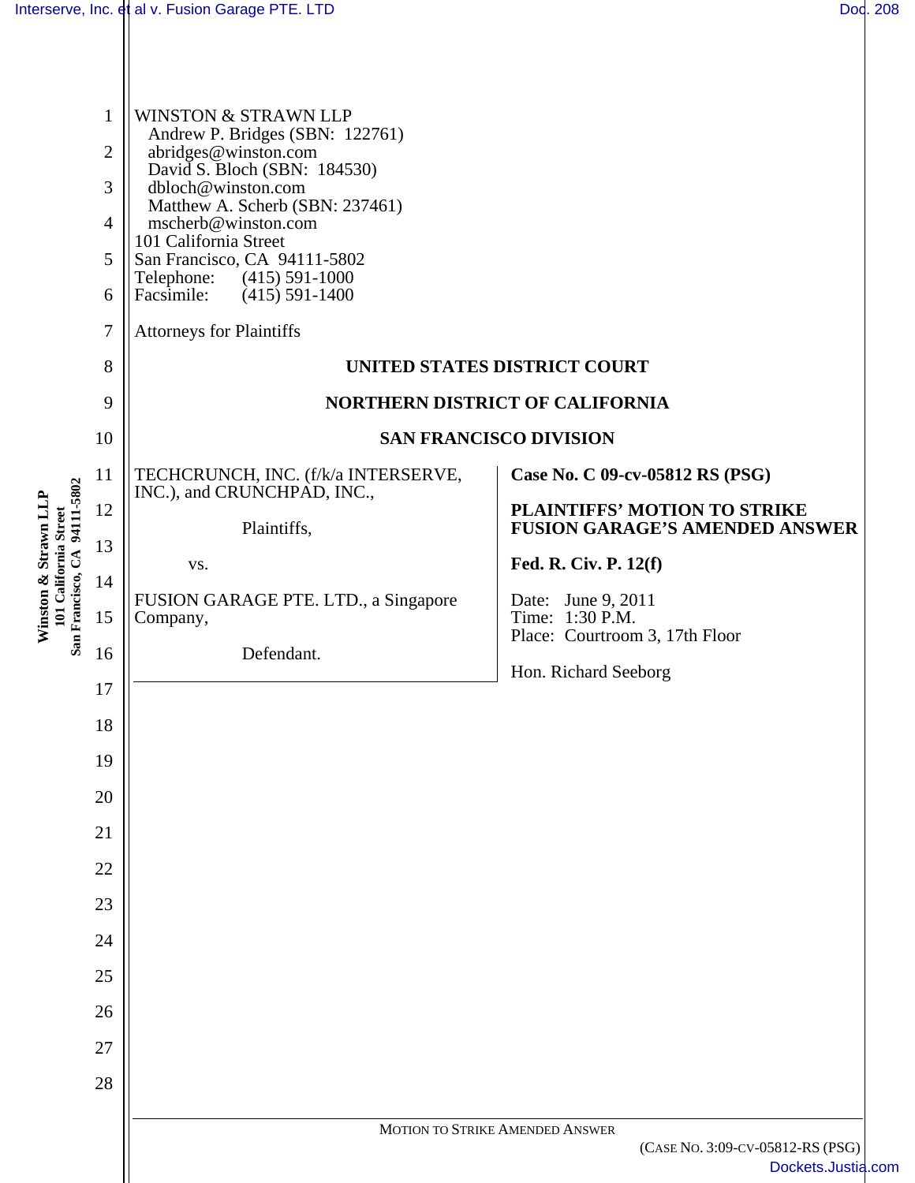WINSTON & STRAWN LLP
Andrew P. Bridges (SBN: 122761)
abridges@winston.com
David S. Bloch (SBN: 184530)
dbloch@winston.com
Matthew A. Scherb (SBN: 237461)
mscherb@winston.com
101 California Street
San Francisco, CA 94111-5802
Telephone: (415) 591-1000
Facsimile: (415) 591-1400

Attorneys for Plaintiffs

**UNITED STATES DISTRICT COURT**

**NORTHERN DISTRICT OF CALIFORNIA**

**SAN FRANCISCO DIVISION**

TECHCRUNCH, INC. (f/k/a INTERSERVE, INC.), and CRUNCHPAD, INC.,

Plaintiffs,

vs.

FUSION GARAGE PTE. LTD., a Singapore Company,

Defendant.

**Case No. C 09-cv-05812 RS (PSG)**

**PLAINTIFFS' MOTION TO STRIKE FUSION GARAGE'S AMENDED ANSWER**

**Fed. R. Civ. P. 12(f)**

Date: June 9, 2011
Time: 1:30 P.M.
Place: Courtroom 3, 17th Floor

Hon. Richard Seeborg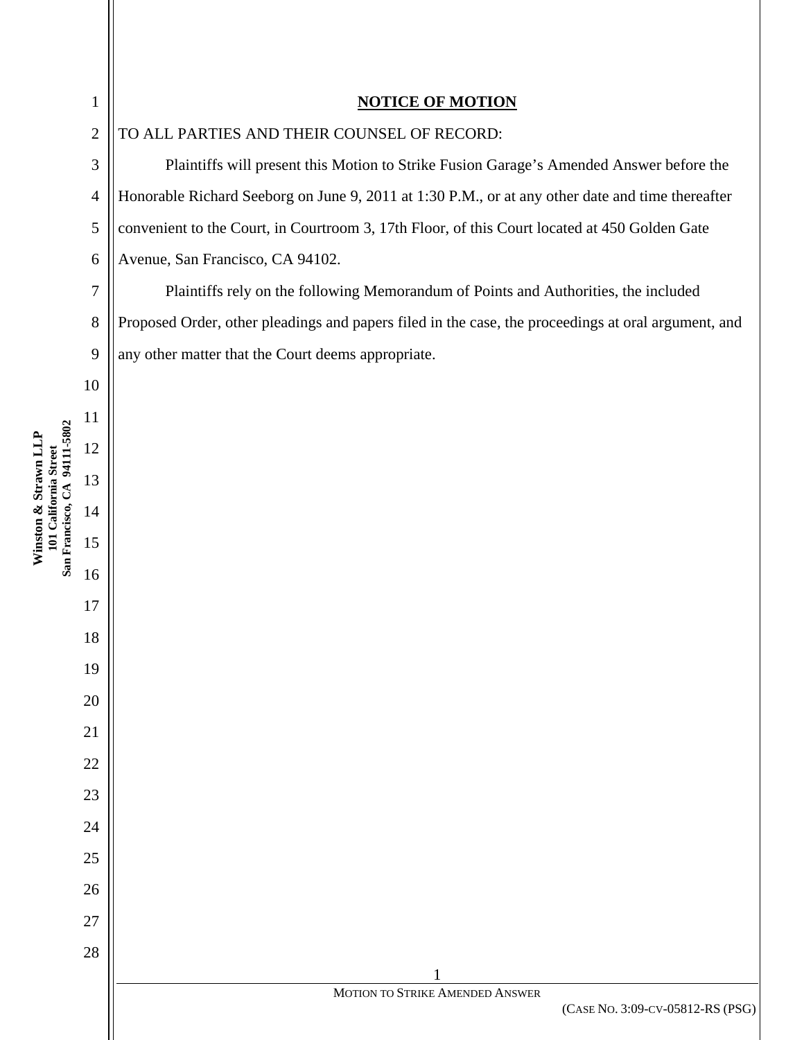## NOTICE OF MOTION

TO ALL PARTIES AND THEIR COUNSEL OF RECORD:

Plaintiffs will present this Motion to Strike Fusion Garage's Amended Answer before the Honorable Richard Seeborg on June 9, 2011 at 1:30 P.M., or at any other date and time thereafter convenient to the Court, in Courtroom 3, 17th Floor, of this Court located at 450 Golden Gate Avenue, San Francisco, CA 94102.

Plaintiffs rely on the following Memorandum of Points and Authorities, the included Proposed Order, other pleadings and papers filed in the case, the proceedings at oral argument, and any other matter that the Court deems appropriate.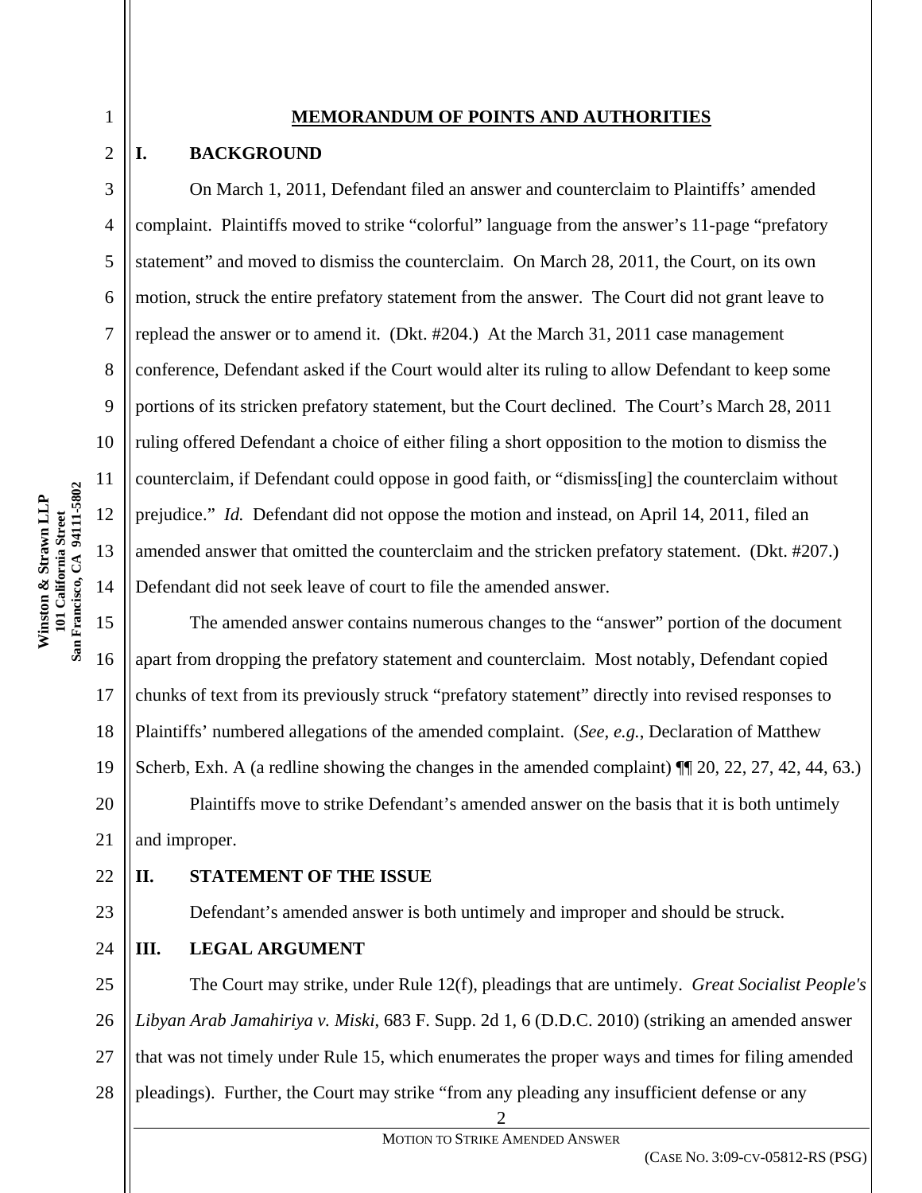## MEMORANDUM OF POINTS AND AUTHORITIES

## I. BACKGROUND

On March 1, 2011, Defendant filed an answer and counterclaim to Plaintiffs' amended complaint. Plaintiffs moved to strike "colorful" language from the answer's 11-page "prefatory statement" and moved to dismiss the counterclaim. On March 28, 2011, the Court, on its own motion, struck the entire prefatory statement from the answer. The Court did not grant leave to replead the answer or to amend it. (Dkt. #204.) At the March 31, 2011 case management conference, Defendant asked if the Court would alter its ruling to allow Defendant to keep some portions of its stricken prefatory statement, but the Court declined. The Court's March 28, 2011 ruling offered Defendant a choice of either filing a short opposition to the motion to dismiss the counterclaim, if Defendant could oppose in good faith, or "dismiss[ing] the counterclaim without prejudice." *Id.* Defendant did not oppose the motion and instead, on April 14, 2011, filed an amended answer that omitted the counterclaim and the stricken prefatory statement. (Dkt. #207.) Defendant did not seek leave of court to file the amended answer.

The amended answer contains numerous changes to the "answer" portion of the document apart from dropping the prefatory statement and counterclaim. Most notably, Defendant copied chunks of text from its previously struck "prefatory statement" directly into revised responses to Plaintiffs' numbered allegations of the amended complaint. (*See, e.g.*, Declaration of Matthew Scherb, Exh. A (a redline showing the changes in the amended complaint) ¶¶ 20, 22, 27, 42, 44, 63.)

Plaintiffs move to strike Defendant's amended answer on the basis that it is both untimely and improper.

## II. STATEMENT OF THE ISSUE

Defendant's amended answer is both untimely and improper and should be struck.

## III. LEGAL ARGUMENT

The Court may strike, under Rule 12(f), pleadings that are untimely. *Great Socialist People's Libyan Arab Jamahiriya v. Miski*, 683 F. Supp. 2d 1, 6 (D.D.C. 2010) (striking an amended answer that was not timely under Rule 15, which enumerates the proper ways and times for filing amended pleadings). Further, the Court may strike "from any pleading any insufficient defense or any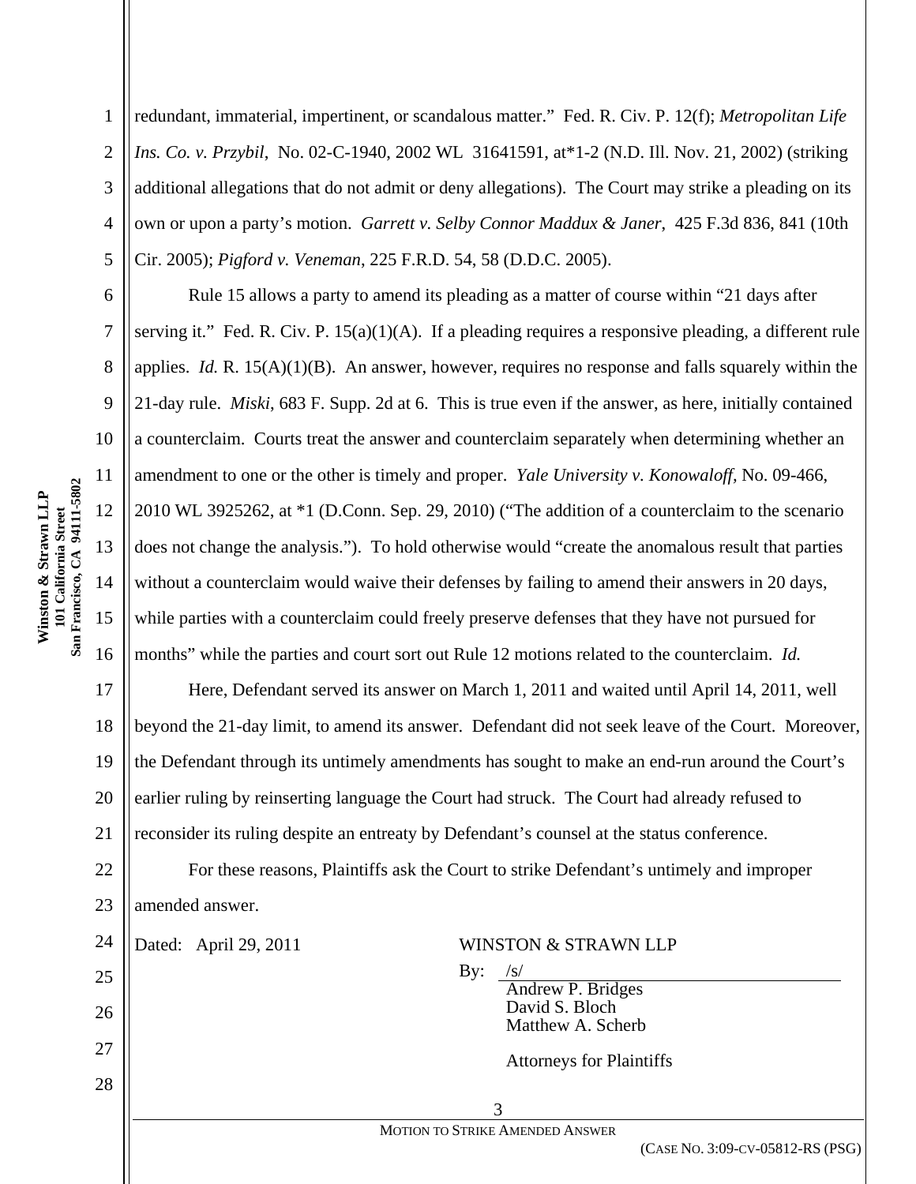redundant, immaterial, impertinent, or scandalous matter." Fed. R. Civ. P. 12(f); *Metropolitan Life Ins. Co. v. Przybil*, No. 02-C-1940, 2002 WL 31641591, at*1-2 (N.D. Ill. Nov. 21, 2002) (striking additional allegations that do not admit or deny allegations). The Court may strike a pleading on its own or upon a party's motion. *Garrett v. Selby Connor Maddux & Janer*, 425 F.3d 836, 841 (10th Cir. 2005); *Pigford v. Veneman*, 225 F.R.D. 54, 58 (D.D.C. 2005).

Rule 15 allows a party to amend its pleading as a matter of course within "21 days after serving it." Fed. R. Civ. P. 15(a)(1)(A). If a pleading requires a responsive pleading, a different rule applies. *Id.* R. 15(A)(1)(B). An answer, however, requires no response and falls squarely within the 21-day rule. *Miski*, 683 F. Supp. 2d at 6. This is true even if the answer, as here, initially contained a counterclaim. Courts treat the answer and counterclaim separately when determining whether an amendment to one or the other is timely and proper. *Yale University v. Konowaloff*, No. 09-466, 2010 WL 3925262, at *1 (D.Conn. Sep. 29, 2010) ("The addition of a counterclaim to the scenario does not change the analysis."). To hold otherwise would "create the anomalous result that parties without a counterclaim would waive their defenses by failing to amend their answers in 20 days, while parties with a counterclaim could freely preserve defenses that they have not pursued for months" while the parties and court sort out Rule 12 motions related to the counterclaim. *Id.*

Here, Defendant served its answer on March 1, 2011 and waited until April 14, 2011, well beyond the 21-day limit, to amend its answer. Defendant did not seek leave of the Court. Moreover, the Defendant through its untimely amendments has sought to make an end-run around the Court's earlier ruling by reinserting language the Court had struck. The Court had already refused to reconsider its ruling despite an entreaty by Defendant's counsel at the status conference.

For these reasons, Plaintiffs ask the Court to strike Defendant's untimely and improper amended answer.

Dated: April 29, 2011

WINSTON & STRAWN LLP

By: /s/
Andrew P. Bridges
David S. Bloch
Matthew A. Scherb

Attorneys for Plaintiffs